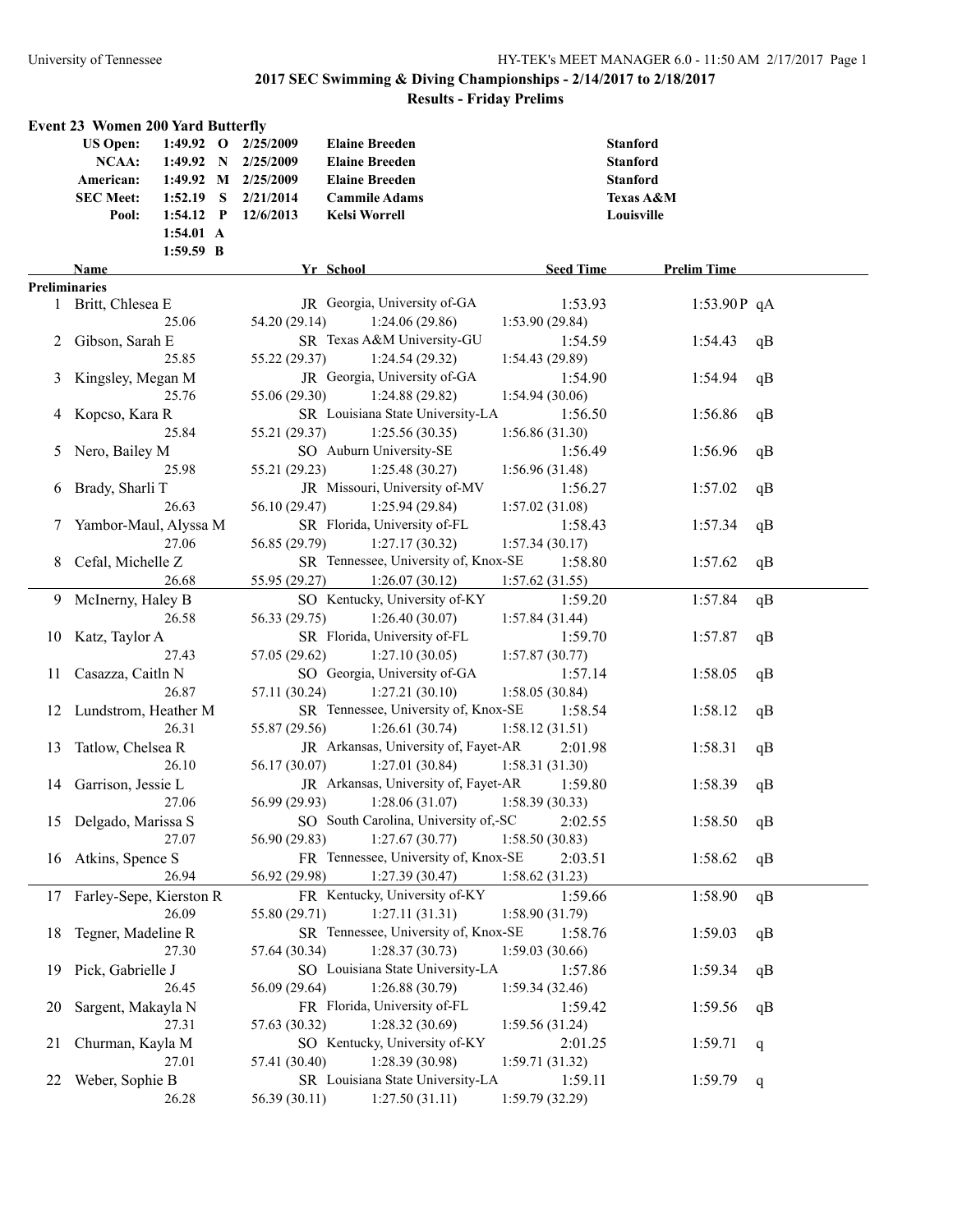## 2017 SEC Swimming & Diving Championships - 2/14/2017 to 2/18/2017

### Results - Friday Prelims

### Event 23 Women 200 Yard Butterfly

| | | | | | |
|---|---|---|---|---|---|
| US Open: | 1:49.92 | O | 2/25/2009 | Elaine Breeden | Stanford |
| NCAA: | 1:49.92 | N | 2/25/2009 | Elaine Breeden | Stanford |
| American: | 1:49.92 | M | 2/25/2009 | Elaine Breeden | Stanford |
| SEC Meet: | 1:52.19 | S | 2/21/2014 | Cammile Adams | Texas A&M |
| Pool: | 1:54.12 | P | 12/6/2013 | Kelsi Worrell | Louisville |
| | 1:54.01 | A | | | |
| | 1:59.59 | B | | | |

**Preliminaries**

| | Name | Yr | School | Seed Time | Prelim Time | |
|---|---|---|---|---|---|---|
| 1 | Britt, Chlesea E | JR | Georgia, University of-GA | 1:53.93 | 1:53.90P | qA |
| | 25.06 | 54.20 (29.14) | 1:24.06 (29.86) | 1:53.90 (29.84) | | |
| 2 | Gibson, Sarah E | SR | Texas A&M University-GU | 1:54.59 | 1:54.43 | qB |
| | 25.85 | 55.22 (29.37) | 1:24.54 (29.32) | 1:54.43 (29.89) | | |
| 3 | Kingsley, Megan M | JR | Georgia, University of-GA | 1:54.90 | 1:54.94 | qB |
| | 25.76 | 55.06 (29.30) | 1:24.88 (29.82) | 1:54.94 (30.06) | | |
| 4 | Kopcso, Kara R | SR | Louisiana State University-LA | 1:56.50 | 1:56.86 | qB |
| | 25.84 | 55.21 (29.37) | 1:25.56 (30.35) | 1:56.86 (31.30) | | |
| 5 | Nero, Bailey M | SO | Auburn University-SE | 1:56.49 | 1:56.96 | qB |
| | 25.98 | 55.21 (29.23) | 1:25.48 (30.27) | 1:56.96 (31.48) | | |
| 6 | Brady, Sharli T | JR | Missouri, University of-MV | 1:56.27 | 1:57.02 | qB |
| | 26.63 | 56.10 (29.47) | 1:25.94 (29.84) | 1:57.02 (31.08) | | |
| 7 | Yambor-Maul, Alyssa M | SR | Florida, University of-FL | 1:58.43 | 1:57.34 | qB |
| | 27.06 | 56.85 (29.79) | 1:27.17 (30.32) | 1:57.34 (30.17) | | |
| 8 | Cefal, Michelle Z | SR | Tennessee, University of, Knox-SE | 1:58.80 | 1:57.62 | qB |
| | 26.68 | 55.95 (29.27) | 1:26.07 (30.12) | 1:57.62 (31.55) | | |
| 9 | McInerny, Haley B | SO | Kentucky, University of-KY | 1:59.20 | 1:57.84 | qB |
| | 26.58 | 56.33 (29.75) | 1:26.40 (30.07) | 1:57.84 (31.44) | | |
| 10 | Katz, Taylor A | SR | Florida, University of-FL | 1:59.70 | 1:57.87 | qB |
| | 27.43 | 57.05 (29.62) | 1:27.10 (30.05) | 1:57.87 (30.77) | | |
| 11 | Casazza, Caitln N | SO | Georgia, University of-GA | 1:57.14 | 1:58.05 | qB |
| | 26.87 | 57.11 (30.24) | 1:27.21 (30.10) | 1:58.05 (30.84) | | |
| 12 | Lundstrom, Heather M | SR | Tennessee, University of, Knox-SE | 1:58.54 | 1:58.12 | qB |
| | 26.31 | 55.87 (29.56) | 1:26.61 (30.74) | 1:58.12 (31.51) | | |
| 13 | Tatlow, Chelsea R | JR | Arkansas, University of, Fayet-AR | 2:01.98 | 1:58.31 | qB |
| | 26.10 | 56.17 (30.07) | 1:27.01 (30.84) | 1:58.31 (31.30) | | |
| 14 | Garrison, Jessie L | JR | Arkansas, University of, Fayet-AR | 1:59.80 | 1:58.39 | qB |
| | 27.06 | 56.99 (29.93) | 1:28.06 (31.07) | 1:58.39 (30.33) | | |
| 15 | Delgado, Marissa S | SO | South Carolina, University of,-SC | 2:02.55 | 1:58.50 | qB |
| | 27.07 | 56.90 (29.83) | 1:27.67 (30.77) | 1:58.50 (30.83) | | |
| 16 | Atkins, Spence S | FR | Tennessee, University of, Knox-SE | 2:03.51 | 1:58.62 | qB |
| | 26.94 | 56.92 (29.98) | 1:27.39 (30.47) | 1:58.62 (31.23) | | |
| 17 | Farley-Sepe, Kierston R | FR | Kentucky, University of-KY | 1:59.66 | 1:58.90 | qB |
| | 26.09 | 55.80 (29.71) | 1:27.11 (31.31) | 1:58.90 (31.79) | | |
| 18 | Tegner, Madeline R | SR | Tennessee, University of, Knox-SE | 1:58.76 | 1:59.03 | qB |
| | 27.30 | 57.64 (30.34) | 1:28.37 (30.73) | 1:59.03 (30.66) | | |
| 19 | Pick, Gabrielle J | SO | Louisiana State University-LA | 1:57.86 | 1:59.34 | qB |
| | 26.45 | 56.09 (29.64) | 1:26.88 (30.79) | 1:59.34 (32.46) | | |
| 20 | Sargent, Makayla N | FR | Florida, University of-FL | 1:59.42 | 1:59.56 | qB |
| | 27.31 | 57.63 (30.32) | 1:28.32 (30.69) | 1:59.56 (31.24) | | |
| 21 | Churman, Kayla M | SO | Kentucky, University of-KY | 2:01.25 | 1:59.71 | q |
| | 27.01 | 57.41 (30.40) | 1:28.39 (30.98) | 1:59.71 (31.32) | | |
| 22 | Weber, Sophie B | SR | Louisiana State University-LA | 1:59.11 | 1:59.79 | q |
| | 26.28 | 56.39 (30.11) | 1:27.50 (31.11) | 1:59.79 (32.29) | | |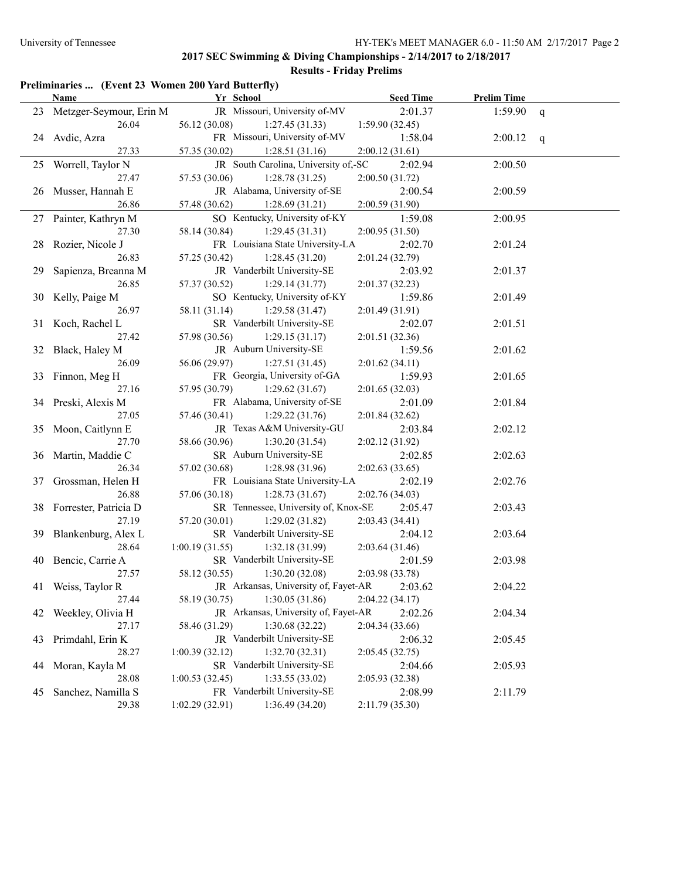## 2017 SEC Swimming & Diving Championships - 2/14/2017 to 2/18/2017

### Results - Friday Prelims

**Preliminaries ... (Event 23 Women 200 Yard Butterfly)**

| | Name | Yr | School | Seed Time | Prelim Time | |
|---|---|---|---|---|---|---|
| 23 | Metzger-Seymour, Erin M | JR | Missouri, University of-MV | 2:01.37 | 1:59.90 | q |
| | 26.04 | 56.12 (30.08) | 1:27.45 (31.33) | 1:59.90 (32.45) | | |
| 24 | Avdic, Azra | FR | Missouri, University of-MV | 1:58.04 | 2:00.12 | q |
| | 27.33 | 57.35 (30.02) | 1:28.51 (31.16) | 2:00.12 (31.61) | | |
| 25 | Worrell, Taylor N | JR | South Carolina, University of,-SC | 2:02.94 | 2:00.50 | |
| | 27.47 | 57.53 (30.06) | 1:28.78 (31.25) | 2:00.50 (31.72) | | |
| 26 | Musser, Hannah E | JR | Alabama, University of-SE | 2:00.54 | 2:00.59 | |
| | 26.86 | 57.48 (30.62) | 1:28.69 (31.21) | 2:00.59 (31.90) | | |
| 27 | Painter, Kathryn M | SO | Kentucky, University of-KY | 1:59.08 | 2:00.95 | |
| | 27.30 | 58.14 (30.84) | 1:29.45 (31.31) | 2:00.95 (31.50) | | |
| 28 | Rozier, Nicole J | FR | Louisiana State University-LA | 2:02.70 | 2:01.24 | |
| | 26.83 | 57.25 (30.42) | 1:28.45 (31.20) | 2:01.24 (32.79) | | |
| 29 | Sapienza, Breanna M | JR | Vanderbilt University-SE | 2:03.92 | 2:01.37 | |
| | 26.85 | 57.37 (30.52) | 1:29.14 (31.77) | 2:01.37 (32.23) | | |
| 30 | Kelly, Paige M | SO | Kentucky, University of-KY | 1:59.86 | 2:01.49 | |
| | 26.97 | 58.11 (31.14) | 1:29.58 (31.47) | 2:01.49 (31.91) | | |
| 31 | Koch, Rachel L | SR | Vanderbilt University-SE | 2:02.07 | 2:01.51 | |
| | 27.42 | 57.98 (30.56) | 1:29.15 (31.17) | 2:01.51 (32.36) | | |
| 32 | Black, Haley M | JR | Auburn University-SE | 1:59.56 | 2:01.62 | |
| | 26.09 | 56.06 (29.97) | 1:27.51 (31.45) | 2:01.62 (34.11) | | |
| 33 | Finnon, Meg H | FR | Georgia, University of-GA | 1:59.93 | 2:01.65 | |
| | 27.16 | 57.95 (30.79) | 1:29.62 (31.67) | 2:01.65 (32.03) | | |
| 34 | Preski, Alexis M | FR | Alabama, University of-SE | 2:01.09 | 2:01.84 | |
| | 27.05 | 57.46 (30.41) | 1:29.22 (31.76) | 2:01.84 (32.62) | | |
| 35 | Moon, Caitlynn E | JR | Texas A&M University-GU | 2:03.84 | 2:02.12 | |
| | 27.70 | 58.66 (30.96) | 1:30.20 (31.54) | 2:02.12 (31.92) | | |
| 36 | Martin, Maddie C | SR | Auburn University-SE | 2:02.85 | 2:02.63 | |
| | 26.34 | 57.02 (30.68) | 1:28.98 (31.96) | 2:02.63 (33.65) | | |
| 37 | Grossman, Helen H | FR | Louisiana State University-LA | 2:02.19 | 2:02.76 | |
| | 26.88 | 57.06 (30.18) | 1:28.73 (31.67) | 2:02.76 (34.03) | | |
| 38 | Forrester, Patricia D | SR | Tennessee, University of, Knox-SE | 2:05.47 | 2:03.43 | |
| | 27.19 | 57.20 (30.01) | 1:29.02 (31.82) | 2:03.43 (34.41) | | |
| 39 | Blankenburg, Alex L | SR | Vanderbilt University-SE | 2:04.12 | 2:03.64 | |
| | 28.64 | 1:00.19 (31.55) | 1:32.18 (31.99) | 2:03.64 (31.46) | | |
| 40 | Bencic, Carrie A | SR | Vanderbilt University-SE | 2:01.59 | 2:03.98 | |
| | 27.57 | 58.12 (30.55) | 1:30.20 (32.08) | 2:03.98 (33.78) | | |
| 41 | Weiss, Taylor R | JR | Arkansas, University of, Fayet-AR | 2:03.62 | 2:04.22 | |
| | 27.44 | 58.19 (30.75) | 1:30.05 (31.86) | 2:04.22 (34.17) | | |
| 42 | Weekley, Olivia H | JR | Arkansas, University of, Fayet-AR | 2:02.26 | 2:04.34 | |
| | 27.17 | 58.46 (31.29) | 1:30.68 (32.22) | 2:04.34 (33.66) | | |
| 43 | Primdahl, Erin K | JR | Vanderbilt University-SE | 2:06.32 | 2:05.45 | |
| | 28.27 | 1:00.39 (32.12) | 1:32.70 (32.31) | 2:05.45 (32.75) | | |
| 44 | Moran, Kayla M | SR | Vanderbilt University-SE | 2:04.66 | 2:05.93 | |
| | 28.08 | 1:00.53 (32.45) | 1:33.55 (33.02) | 2:05.93 (32.38) | | |
| 45 | Sanchez, Namilla S | FR | Vanderbilt University-SE | 2:08.99 | 2:11.79 | |
| | 29.38 | 1:02.29 (32.91) | 1:36.49 (34.20) | 2:11.79 (35.30) | | |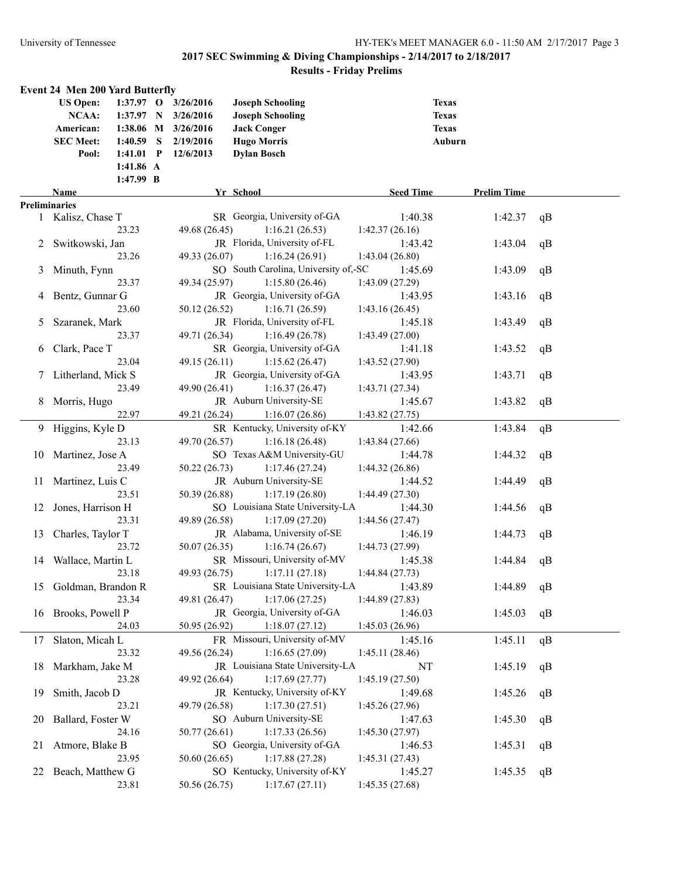## 2017 SEC Swimming & Diving Championships - 2/14/2017 to 2/18/2017

### Results - Friday Prelims

### Event 24 Men 200 Yard Butterfly

| | | | | | |
|---|---|---|---|---|---|
| US Open: | 1:37.97 | O | 3/26/2016 | Joseph Schooling | Texas |
| NCAA: | 1:37.97 | N | 3/26/2016 | Joseph Schooling | Texas |
| American: | 1:38.06 | M | 3/26/2016 | Jack Conger | Texas |
| SEC Meet: | 1:40.59 | S | 2/19/2016 | Hugo Morris | Auburn |
| Pool: | 1:41.01 | P | 12/6/2013 | Dylan Bosch | |
| | 1:41.86 | A | | | |
| | 1:47.99 | B | | | |

| | Name | Yr | School | Seed Time | Prelim Time | |
|---|---|---|---|---|---|---|
| **Preliminaries** | | | | | | |
| 1 | Kalisz, Chase T | SR | Georgia, University of-GA | 1:40.38 | 1:42.37 | qB |
| | 23.23 | 49.68 (26.45) | 1:16.21 (26.53) | 1:42.37 (26.16) | | |
| 2 | Switkowski, Jan | JR | Florida, University of-FL | 1:43.42 | 1:43.04 | qB |
| | 23.26 | 49.33 (26.07) | 1:16.24 (26.91) | 1:43.04 (26.80) | | |
| 3 | Minuth, Fynn | SO | South Carolina, University of,-SC | 1:45.69 | 1:43.09 | qB |
| | 23.37 | 49.34 (25.97) | 1:15.80 (26.46) | 1:43.09 (27.29) | | |
| 4 | Bentz, Gunnar G | JR | Georgia, University of-GA | 1:43.95 | 1:43.16 | qB |
| | 23.60 | 50.12 (26.52) | 1:16.71 (26.59) | 1:43.16 (26.45) | | |
| 5 | Szaranek, Mark | JR | Florida, University of-FL | 1:45.18 | 1:43.49 | qB |
| | 23.37 | 49.71 (26.34) | 1:16.49 (26.78) | 1:43.49 (27.00) | | |
| 6 | Clark, Pace T | SR | Georgia, University of-GA | 1:41.18 | 1:43.52 | qB |
| | 23.04 | 49.15 (26.11) | 1:15.62 (26.47) | 1:43.52 (27.90) | | |
| 7 | Litherland, Mick S | JR | Georgia, University of-GA | 1:43.95 | 1:43.71 | qB |
| | 23.49 | 49.90 (26.41) | 1:16.37 (26.47) | 1:43.71 (27.34) | | |
| 8 | Morris, Hugo | JR | Auburn University-SE | 1:45.67 | 1:43.82 | qB |
| | 22.97 | 49.21 (26.24) | 1:16.07 (26.86) | 1:43.82 (27.75) | | |
| 9 | Higgins, Kyle D | SR | Kentucky, University of-KY | 1:42.66 | 1:43.84 | qB |
| | 23.13 | 49.70 (26.57) | 1:16.18 (26.48) | 1:43.84 (27.66) | | |
| 10 | Martinez, Jose A | SO | Texas A&M University-GU | 1:44.78 | 1:44.32 | qB |
| | 23.49 | 50.22 (26.73) | 1:17.46 (27.24) | 1:44.32 (26.86) | | |
| 11 | Martinez, Luis C | JR | Auburn University-SE | 1:44.52 | 1:44.49 | qB |
| | 23.51 | 50.39 (26.88) | 1:17.19 (26.80) | 1:44.49 (27.30) | | |
| 12 | Jones, Harrison H | SO | Louisiana State University-LA | 1:44.30 | 1:44.56 | qB |
| | 23.31 | 49.89 (26.58) | 1:17.09 (27.20) | 1:44.56 (27.47) | | |
| 13 | Charles, Taylor T | JR | Alabama, University of-SE | 1:46.19 | 1:44.73 | qB |
| | 23.72 | 50.07 (26.35) | 1:16.74 (26.67) | 1:44.73 (27.99) | | |
| 14 | Wallace, Martin L | SR | Missouri, University of-MV | 1:45.38 | 1:44.84 | qB |
| | 23.18 | 49.93 (26.75) | 1:17.11 (27.18) | 1:44.84 (27.73) | | |
| 15 | Goldman, Brandon R | SR | Louisiana State University-LA | 1:43.89 | 1:44.89 | qB |
| | 23.34 | 49.81 (26.47) | 1:17.06 (27.25) | 1:44.89 (27.83) | | |
| 16 | Brooks, Powell P | JR | Georgia, University of-GA | 1:46.03 | 1:45.03 | qB |
| | 24.03 | 50.95 (26.92) | 1:18.07 (27.12) | 1:45.03 (26.96) | | |
| 17 | Slaton, Micah L | FR | Missouri, University of-MV | 1:45.16 | 1:45.11 | qB |
| | 23.32 | 49.56 (26.24) | 1:16.65 (27.09) | 1:45.11 (28.46) | | |
| 18 | Markham, Jake M | JR | Louisiana State University-LA | NT | 1:45.19 | qB |
| | 23.28 | 49.92 (26.64) | 1:17.69 (27.77) | 1:45.19 (27.50) | | |
| 19 | Smith, Jacob D | JR | Kentucky, University of-KY | 1:49.68 | 1:45.26 | qB |
| | 23.21 | 49.79 (26.58) | 1:17.30 (27.51) | 1:45.26 (27.96) | | |
| 20 | Ballard, Foster W | SO | Auburn University-SE | 1:47.63 | 1:45.30 | qB |
| | 24.16 | 50.77 (26.61) | 1:17.33 (26.56) | 1:45.30 (27.97) | | |
| 21 | Atmore, Blake B | SO | Georgia, University of-GA | 1:46.53 | 1:45.31 | qB |
| | 23.95 | 50.60 (26.65) | 1:17.88 (27.28) | 1:45.31 (27.43) | | |
| 22 | Beach, Matthew G | SO | Kentucky, University of-KY | 1:45.27 | 1:45.35 | qB |
| | 23.81 | 50.56 (26.75) | 1:17.67 (27.11) | 1:45.35 (27.68) | | |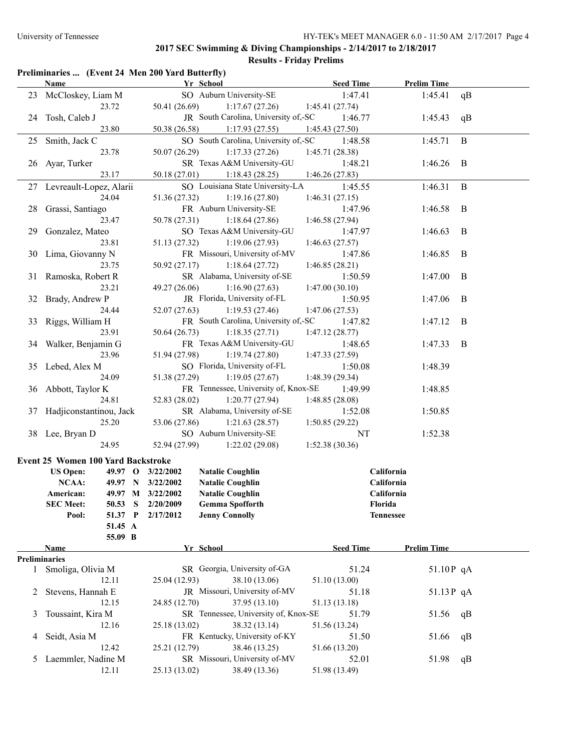## 2017 SEC Swimming & Diving Championships - 2/14/2017 to 2/18/2017

### Results - Friday Prelims

### Preliminaries ... (Event 24 Men 200 Yard Butterfly)

| | Name | Yr | School | Seed Time | Prelim Time | |
|---|---|---|---|---|---|---|
| 23 | McCloskey, Liam M | SO | Auburn University-SE | 1:47.41 | 1:45.41 | qB |
| | 23.72 | 50.41 (26.69) | 1:17.67 (27.26) | 1:45.41 (27.74) | | |
| 24 | Tosh, Caleb J | JR | South Carolina, University of,-SC | 1:46.77 | 1:45.43 | qB |
| | 23.80 | 50.38 (26.58) | 1:17.93 (27.55) | 1:45.43 (27.50) | | |
| 25 | Smith, Jack C | SO | South Carolina, University of,-SC | 1:48.58 | 1:45.71 | B |
| | 23.78 | 50.07 (26.29) | 1:17.33 (27.26) | 1:45.71 (28.38) | | |
| 26 | Ayar, Turker | SR | Texas A&M University-GU | 1:48.21 | 1:46.26 | B |
| | 23.17 | 50.18 (27.01) | 1:18.43 (28.25) | 1:46.26 (27.83) | | |
| 27 | Levreault-Lopez, Alarii | SO | Louisiana State University-LA | 1:45.55 | 1:46.31 | B |
| | 24.04 | 51.36 (27.32) | 1:19.16 (27.80) | 1:46.31 (27.15) | | |
| 28 | Grassi, Santiago | FR | Auburn University-SE | 1:47.96 | 1:46.58 | B |
| | 23.47 | 50.78 (27.31) | 1:18.64 (27.86) | 1:46.58 (27.94) | | |
| 29 | Gonzalez, Mateo | SO | Texas A&M University-GU | 1:47.97 | 1:46.63 | B |
| | 23.81 | 51.13 (27.32) | 1:19.06 (27.93) | 1:46.63 (27.57) | | |
| 30 | Lima, Giovanny N | FR | Missouri, University of-MV | 1:47.86 | 1:46.85 | B |
| | 23.75 | 50.92 (27.17) | 1:18.64 (27.72) | 1:46.85 (28.21) | | |
| 31 | Ramoska, Robert R | SR | Alabama, University of-SE | 1:50.59 | 1:47.00 | B |
| | 23.21 | 49.27 (26.06) | 1:16.90 (27.63) | 1:47.00 (30.10) | | |
| 32 | Brady, Andrew P | JR | Florida, University of-FL | 1:50.95 | 1:47.06 | B |
| | 24.44 | 52.07 (27.63) | 1:19.53 (27.46) | 1:47.06 (27.53) | | |
| 33 | Riggs, William H | FR | South Carolina, University of,-SC | 1:47.82 | 1:47.12 | B |
| | 23.91 | 50.64 (26.73) | 1:18.35 (27.71) | 1:47.12 (28.77) | | |
| 34 | Walker, Benjamin G | FR | Texas A&M University-GU | 1:48.65 | 1:47.33 | B |
| | 23.96 | 51.94 (27.98) | 1:19.74 (27.80) | 1:47.33 (27.59) | | |
| 35 | Lebed, Alex M | SO | Florida, University of-FL | 1:50.08 | 1:48.39 | |
| | 24.09 | 51.38 (27.29) | 1:19.05 (27.67) | 1:48.39 (29.34) | | |
| 36 | Abbott, Taylor K | FR | Tennessee, University of, Knox-SE | 1:49.99 | 1:48.85 | |
| | 24.81 | 52.83 (28.02) | 1:20.77 (27.94) | 1:48.85 (28.08) | | |
| 37 | Hadjiconstantinou, Jack | SR | Alabama, University of-SE | 1:52.08 | 1:50.85 | |
| | 25.20 | 53.06 (27.86) | 1:21.63 (28.57) | 1:50.85 (29.22) | | |
| 38 | Lee, Bryan D | SO | Auburn University-SE | NT | 1:52.38 | |
| | 24.95 | 52.94 (27.99) | 1:22.02 (29.08) | 1:52.38 (30.36) | | |

### Event 25 Women 100 Yard Backstroke

| | | | | | |
|---|---|---|---|---|---|
| **US Open:** | **49.97** | **O** | **3/22/2002** | **Natalie Coughlin** | **California** |
| **NCAA:** | **49.97** | **N** | **3/22/2002** | **Natalie Coughlin** | **California** |
| **American:** | **49.97** | **M** | **3/22/2002** | **Natalie Coughlin** | **California** |
| **SEC Meet:** | **50.53** | **S** | **2/20/2009** | **Gemma Spofforth** | **Florida** |
| **Pool:** | **51.37** | **P** | **2/17/2012** | **Jenny Connolly** | **Tennessee** |
| | **51.45** | **A** | | | |
| | **55.09** | **B** | | | |

**Preliminaries**

| | Name | Yr | School | Seed Time | Prelim Time | |
|---|---|---|---|---|---|---|
| 1 | Smoliga, Olivia M | SR | Georgia, University of-GA | 51.24 | 51.10P | qA |
| | 12.11 | 25.04 (12.93) | 38.10 (13.06) | 51.10 (13.00) | | |
| 2 | Stevens, Hannah E | JR | Missouri, University of-MV | 51.18 | 51.13P | qA |
| | 12.15 | 24.85 (12.70) | 37.95 (13.10) | 51.13 (13.18) | | |
| 3 | Toussaint, Kira M | SR | Tennessee, University of, Knox-SE | 51.79 | 51.56 | qB |
| | 12.16 | 25.18 (13.02) | 38.32 (13.14) | 51.56 (13.24) | | |
| 4 | Seidt, Asia M | FR | Kentucky, University of-KY | 51.50 | 51.66 | qB |
| | 12.42 | 25.21 (12.79) | 38.46 (13.25) | 51.66 (13.20) | | |
| 5 | Laemmler, Nadine M | SR | Missouri, University of-MV | 52.01 | 51.98 | qB |
| | 12.11 | 25.13 (13.02) | 38.49 (13.36) | 51.98 (13.49) | | |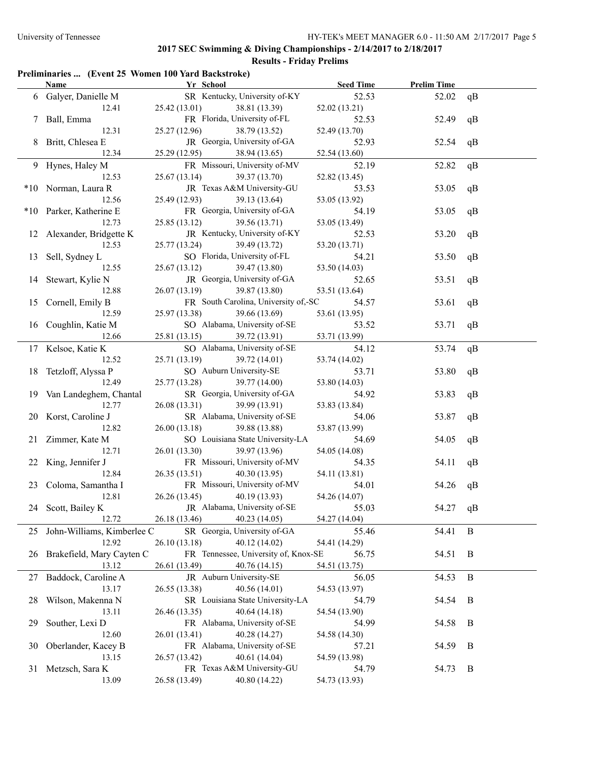**2017 SEC Swimming & Diving Championships - 2/14/2017 to 2/18/2017**

**Results - Friday Prelims**

**Preliminaries ... (Event 25 Women 100 Yard Backstroke)**

| | Name | Yr | School | Seed Time | Prelim Time | |
|---|---|---|---|---|---|---|
| 6 | Galyer, Danielle M | SR | Kentucky, University of-KY | 52.53 | 52.02 | qB |
| | 12.41 | 25.42 (13.01) | 38.81 (13.39) | 52.02 (13.21) | | |
| 7 | Ball, Emma | FR | Florida, University of-FL | 52.53 | 52.49 | qB |
| | 12.31 | 25.27 (12.96) | 38.79 (13.52) | 52.49 (13.70) | | |
| 8 | Britt, Chlesea E | JR | Georgia, University of-GA | 52.93 | 52.54 | qB |
| | 12.34 | 25.29 (12.95) | 38.94 (13.65) | 52.54 (13.60) | | |
| 9 | Hynes, Haley M | FR | Missouri, University of-MV | 52.19 | 52.82 | qB |
| | 12.53 | 25.67 (13.14) | 39.37 (13.70) | 52.82 (13.45) | | |
| *10 | Norman, Laura R | JR | Texas A&M University-GU | 53.53 | 53.05 | qB |
| | 12.56 | 25.49 (12.93) | 39.13 (13.64) | 53.05 (13.92) | | |
| *10 | Parker, Katherine E | FR | Georgia, University of-GA | 54.19 | 53.05 | qB |
| | 12.73 | 25.85 (13.12) | 39.56 (13.71) | 53.05 (13.49) | | |
| 12 | Alexander, Bridgette K | JR | Kentucky, University of-KY | 52.53 | 53.20 | qB |
| | 12.53 | 25.77 (13.24) | 39.49 (13.72) | 53.20 (13.71) | | |
| 13 | Sell, Sydney L | SO | Florida, University of-FL | 54.21 | 53.50 | qB |
| | 12.55 | 25.67 (13.12) | 39.47 (13.80) | 53.50 (14.03) | | |
| 14 | Stewart, Kylie N | JR | Georgia, University of-GA | 52.65 | 53.51 | qB |
| | 12.88 | 26.07 (13.19) | 39.87 (13.80) | 53.51 (13.64) | | |
| 15 | Cornell, Emily B | FR | South Carolina, University of,-SC | 54.57 | 53.61 | qB |
| | 12.59 | 25.97 (13.38) | 39.66 (13.69) | 53.61 (13.95) | | |
| 16 | Coughlin, Katie M | SO | Alabama, University of-SE | 53.52 | 53.71 | qB |
| | 12.66 | 25.81 (13.15) | 39.72 (13.91) | 53.71 (13.99) | | |
| 17 | Kelsoe, Katie K | SO | Alabama, University of-SE | 54.12 | 53.74 | qB |
| | 12.52 | 25.71 (13.19) | 39.72 (14.01) | 53.74 (14.02) | | |
| 18 | Tetzloff, Alyssa P | SO | Auburn University-SE | 53.71 | 53.80 | qB |
| | 12.49 | 25.77 (13.28) | 39.77 (14.00) | 53.80 (14.03) | | |
| 19 | Van Landeghem, Chantal | SR | Georgia, University of-GA | 54.92 | 53.83 | qB |
| | 12.77 | 26.08 (13.31) | 39.99 (13.91) | 53.83 (13.84) | | |
| 20 | Korst, Caroline J | SR | Alabama, University of-SE | 54.06 | 53.87 | qB |
| | 12.82 | 26.00 (13.18) | 39.88 (13.88) | 53.87 (13.99) | | |
| 21 | Zimmer, Kate M | SO | Louisiana State University-LA | 54.69 | 54.05 | qB |
| | 12.71 | 26.01 (13.30) | 39.97 (13.96) | 54.05 (14.08) | | |
| 22 | King, Jennifer J | FR | Missouri, University of-MV | 54.35 | 54.11 | qB |
| | 12.84 | 26.35 (13.51) | 40.30 (13.95) | 54.11 (13.81) | | |
| 23 | Coloma, Samantha I | FR | Missouri, University of-MV | 54.01 | 54.26 | qB |
| | 12.81 | 26.26 (13.45) | 40.19 (13.93) | 54.26 (14.07) | | |
| 24 | Scott, Bailey K | JR | Alabama, University of-SE | 55.03 | 54.27 | qB |
| | 12.72 | 26.18 (13.46) | 40.23 (14.05) | 54.27 (14.04) | | |
| 25 | John-Williams, Kimberlee C | SR | Georgia, University of-GA | 55.46 | 54.41 | B |
| | 12.92 | 26.10 (13.18) | 40.12 (14.02) | 54.41 (14.29) | | |
| 26 | Brakefield, Mary Cayten C | FR | Tennessee, University of, Knox-SE | 56.75 | 54.51 | B |
| | 13.12 | 26.61 (13.49) | 40.76 (14.15) | 54.51 (13.75) | | |
| 27 | Baddock, Caroline A | JR | Auburn University-SE | 56.05 | 54.53 | B |
| | 13.17 | 26.55 (13.38) | 40.56 (14.01) | 54.53 (13.97) | | |
| 28 | Wilson, Makenna N | SR | Louisiana State University-LA | 54.79 | 54.54 | B |
| | 13.11 | 26.46 (13.35) | 40.64 (14.18) | 54.54 (13.90) | | |
| 29 | Souther, Lexi D | FR | Alabama, University of-SE | 54.99 | 54.58 | B |
| | 12.60 | 26.01 (13.41) | 40.28 (14.27) | 54.58 (14.30) | | |
| 30 | Oberlander, Kacey B | FR | Alabama, University of-SE | 57.21 | 54.59 | B |
| | 13.15 | 26.57 (13.42) | 40.61 (14.04) | 54.59 (13.98) | | |
| 31 | Metzsch, Sara K | FR | Texas A&M University-GU | 54.79 | 54.73 | B |
| | 13.09 | 26.58 (13.49) | 40.80 (14.22) | 54.73 (13.93) | | |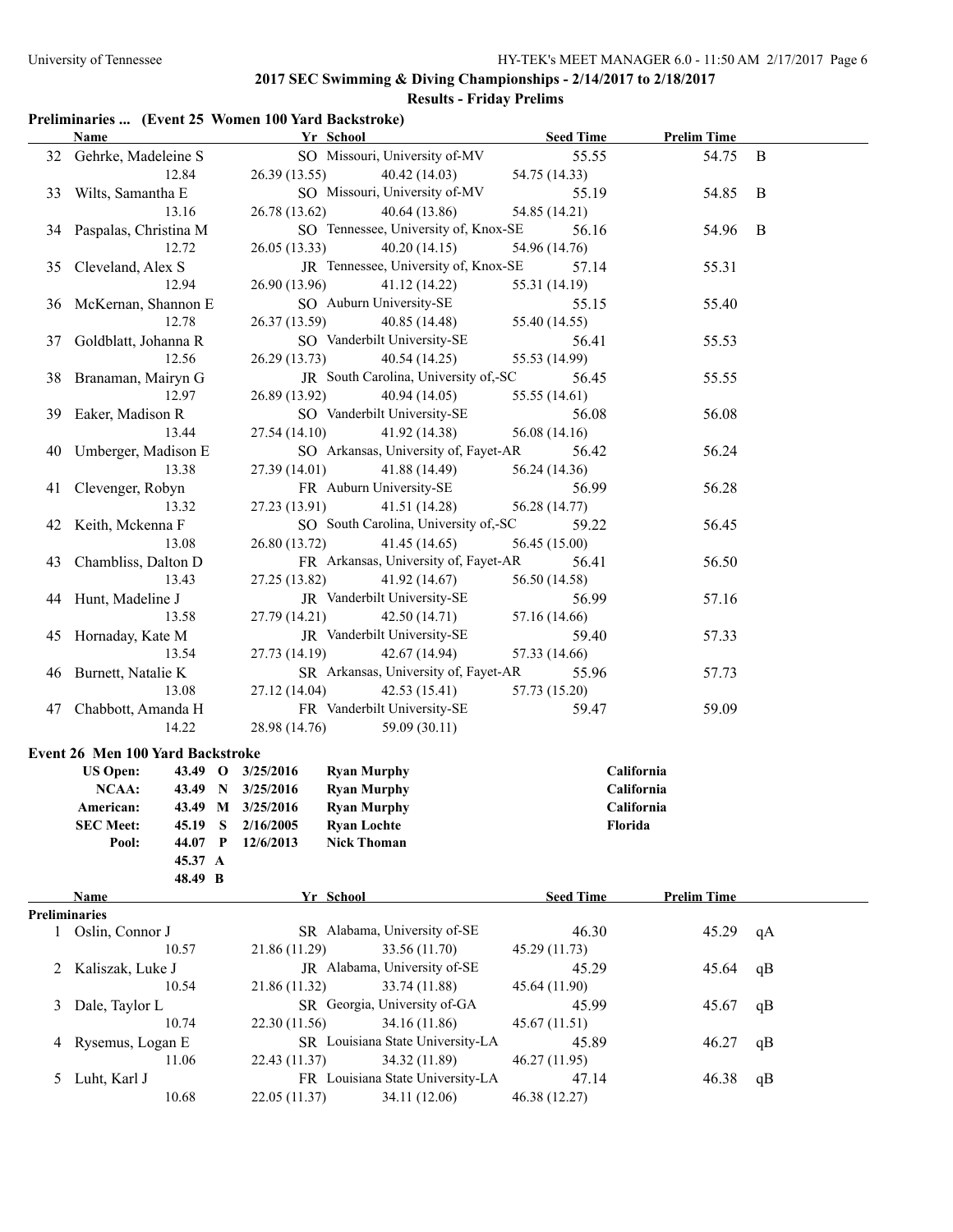## 2017 SEC Swimming & Diving Championships - 2/14/2017 to 2/18/2017

### Results - Friday Prelims

**Preliminaries ... (Event 25 Women 100 Yard Backstroke)**

| | Name | Yr | School | Seed Time | Prelim Time | |
|---|---|---|---|---|---|---|
| 32 | Gehrke, Madeleine S | SO | Missouri, University of-MV | 55.55 | 54.75 | B |
| | 12.84 | 26.39 (13.55) | 40.42 (14.03) | 54.75 (14.33) | | |
| 33 | Wilts, Samantha E | SO | Missouri, University of-MV | 55.19 | 54.85 | B |
| | 13.16 | 26.78 (13.62) | 40.64 (13.86) | 54.85 (14.21) | | |
| 34 | Paspalas, Christina M | SO | Tennessee, University of, Knox-SE | 56.16 | 54.96 | B |
| | 12.72 | 26.05 (13.33) | 40.20 (14.15) | 54.96 (14.76) | | |
| 35 | Cleveland, Alex S | JR | Tennessee, University of, Knox-SE | 57.14 | 55.31 | |
| | 12.94 | 26.90 (13.96) | 41.12 (14.22) | 55.31 (14.19) | | |
| 36 | McKernan, Shannon E | SO | Auburn University-SE | 55.15 | 55.40 | |
| | 12.78 | 26.37 (13.59) | 40.85 (14.48) | 55.40 (14.55) | | |
| 37 | Goldblatt, Johanna R | SO | Vanderbilt University-SE | 56.41 | 55.53 | |
| | 12.56 | 26.29 (13.73) | 40.54 (14.25) | 55.53 (14.99) | | |
| 38 | Branaman, Mairyn G | JR | South Carolina, University of,-SC | 56.45 | 55.55 | |
| | 12.97 | 26.89 (13.92) | 40.94 (14.05) | 55.55 (14.61) | | |
| 39 | Eaker, Madison R | SO | Vanderbilt University-SE | 56.08 | 56.08 | |
| | 13.44 | 27.54 (14.10) | 41.92 (14.38) | 56.08 (14.16) | | |
| 40 | Umberger, Madison E | SO | Arkansas, University of, Fayet-AR | 56.42 | 56.24 | |
| | 13.38 | 27.39 (14.01) | 41.88 (14.49) | 56.24 (14.36) | | |
| 41 | Clevenger, Robyn | FR | Auburn University-SE | 56.99 | 56.28 | |
| | 13.32 | 27.23 (13.91) | 41.51 (14.28) | 56.28 (14.77) | | |
| 42 | Keith, Mckenna F | SO | South Carolina, University of,-SC | 59.22 | 56.45 | |
| | 13.08 | 26.80 (13.72) | 41.45 (14.65) | 56.45 (15.00) | | |
| 43 | Chambliss, Dalton D | FR | Arkansas, University of, Fayet-AR | 56.41 | 56.50 | |
| | 13.43 | 27.25 (13.82) | 41.92 (14.67) | 56.50 (14.58) | | |
| 44 | Hunt, Madeline J | JR | Vanderbilt University-SE | 56.99 | 57.16 | |
| | 13.58 | 27.79 (14.21) | 42.50 (14.71) | 57.16 (14.66) | | |
| 45 | Hornaday, Kate M | JR | Vanderbilt University-SE | 59.40 | 57.33 | |
| | 13.54 | 27.73 (14.19) | 42.67 (14.94) | 57.33 (14.66) | | |
| 46 | Burnett, Natalie K | SR | Arkansas, University of, Fayet-AR | 55.96 | 57.73 | |
| | 13.08 | 27.12 (14.04) | 42.53 (15.41) | 57.73 (15.20) | | |
| 47 | Chabbott, Amanda H | FR | Vanderbilt University-SE | 59.47 | 59.09 | |
| | 14.22 | 28.98 (14.76) | 59.09 (30.11) | | | |

**Event 26 Men 100 Yard Backstroke**

| | Time | | Date | Name | Team |
|---|---|---|---|---|---|
| **US Open:** | 43.49 | O | 3/25/2016 | Ryan Murphy | California |
| **NCAA:** | 43.49 | N | 3/25/2016 | Ryan Murphy | California |
| **American:** | 43.49 | M | 3/25/2016 | Ryan Murphy | California |
| **SEC Meet:** | 45.19 | S | 2/16/2005 | Ryan Lochte | Florida |
| **Pool:** | 44.07 | P | 12/6/2013 | Nick Thoman | |
| | 45.37 | A | | | |
| | 48.49 | B | | | |

**Preliminaries**

| | Name | Yr | School | Seed Time | Prelim Time | |
|---|---|---|---|---|---|---|
| 1 | Oslin, Connor J | SR | Alabama, University of-SE | 46.30 | 45.29 | qA |
| | 10.57 | 21.86 (11.29) | 33.56 (11.70) | 45.29 (11.73) | | |
| 2 | Kaliszak, Luke J | JR | Alabama, University of-SE | 45.29 | 45.64 | qB |
| | 10.54 | 21.86 (11.32) | 33.74 (11.88) | 45.64 (11.90) | | |
| 3 | Dale, Taylor L | SR | Georgia, University of-GA | 45.99 | 45.67 | qB |
| | 10.74 | 22.30 (11.56) | 34.16 (11.86) | 45.67 (11.51) | | |
| 4 | Rysemus, Logan E | SR | Louisiana State University-LA | 45.89 | 46.27 | qB |
| | 11.06 | 22.43 (11.37) | 34.32 (11.89) | 46.27 (11.95) | | |
| 5 | Luht, Karl J | FR | Louisiana State University-LA | 47.14 | 46.38 | qB |
| | 10.68 | 22.05 (11.37) | 34.11 (12.06) | 46.38 (12.27) | | |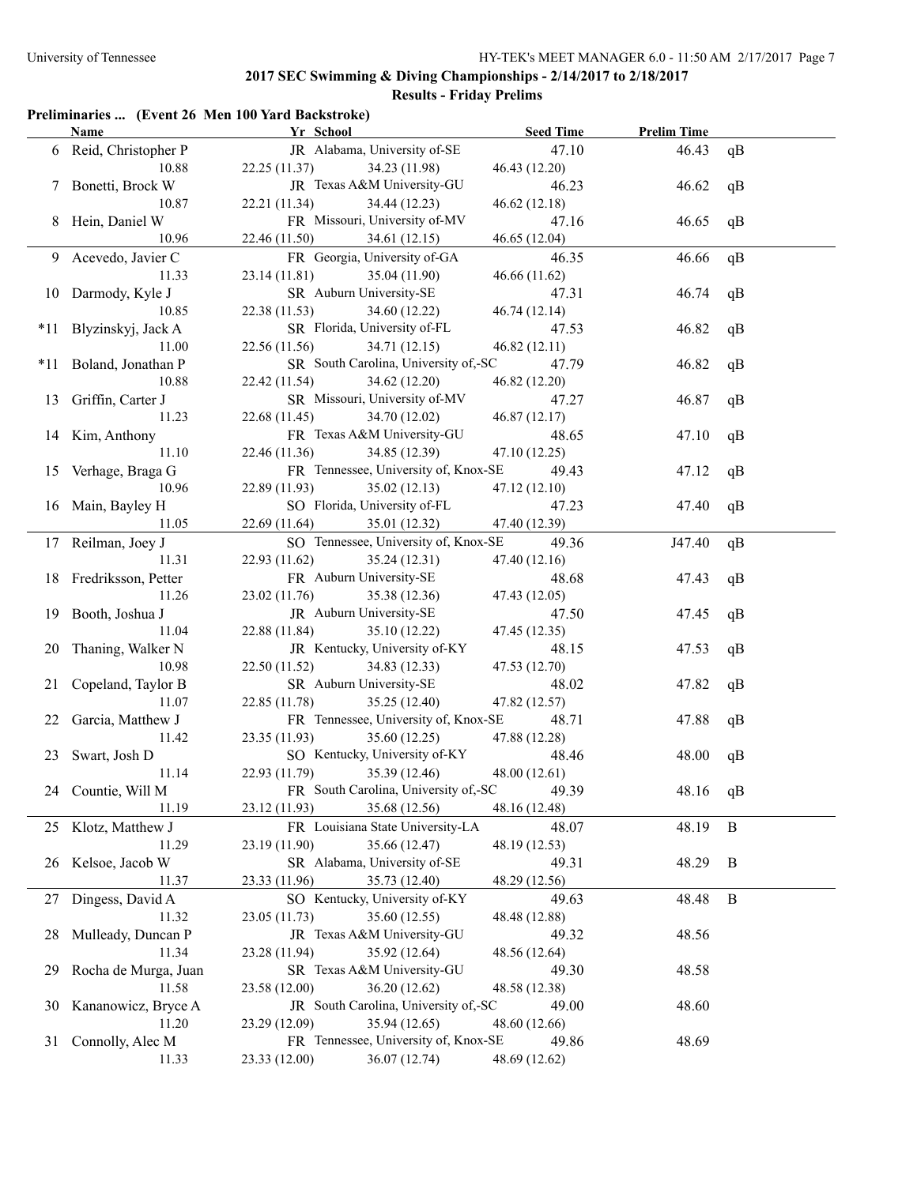## 2017 SEC Swimming & Diving Championships - 2/14/2017 to 2/18/2017

### Results - Friday Prelims

**Preliminaries ... (Event 26 Men 100 Yard Backstroke)**

| | Name | Yr | School | Seed Time | Prelim Time | |
|---|---|---|---|---|---|---|
| 6 | Reid, Christopher P | JR | Alabama, University of-SE | 47.10 | 46.43 | qB |
| | 10.88 | 22.25 (11.37) | 34.23 (11.98) | 46.43 (12.20) | | |
| 7 | Bonetti, Brock W | JR | Texas A&M University-GU | 46.23 | 46.62 | qB |
| | 10.87 | 22.21 (11.34) | 34.44 (12.23) | 46.62 (12.18) | | |
| 8 | Hein, Daniel W | FR | Missouri, University of-MV | 47.16 | 46.65 | qB |
| | 10.96 | 22.46 (11.50) | 34.61 (12.15) | 46.65 (12.04) | | |
| 9 | Acevedo, Javier C | FR | Georgia, University of-GA | 46.35 | 46.66 | qB |
| | 11.33 | 23.14 (11.81) | 35.04 (11.90) | 46.66 (11.62) | | |
| 10 | Darmody, Kyle J | SR | Auburn University-SE | 47.31 | 46.74 | qB |
| | 10.85 | 22.38 (11.53) | 34.60 (12.22) | 46.74 (12.14) | | |
| *11 | Blyzinskyj, Jack A | SR | Florida, University of-FL | 47.53 | 46.82 | qB |
| | 11.00 | 22.56 (11.56) | 34.71 (12.15) | 46.82 (12.11) | | |
| *11 | Boland, Jonathan P | SR | South Carolina, University of,-SC | 47.79 | 46.82 | qB |
| | 10.88 | 22.42 (11.54) | 34.62 (12.20) | 46.82 (12.20) | | |
| 13 | Griffin, Carter J | SR | Missouri, University of-MV | 47.27 | 46.87 | qB |
| | 11.23 | 22.68 (11.45) | 34.70 (12.02) | 46.87 (12.17) | | |
| 14 | Kim, Anthony | FR | Texas A&M University-GU | 48.65 | 47.10 | qB |
| | 11.10 | 22.46 (11.36) | 34.85 (12.39) | 47.10 (12.25) | | |
| 15 | Verhage, Braga G | FR | Tennessee, University of, Knox-SE | 49.43 | 47.12 | qB |
| | 10.96 | 22.89 (11.93) | 35.02 (12.13) | 47.12 (12.10) | | |
| 16 | Main, Bayley H | SO | Florida, University of-FL | 47.23 | 47.40 | qB |
| | 11.05 | 22.69 (11.64) | 35.01 (12.32) | 47.40 (12.39) | | |
| 17 | Reilman, Joey J | SO | Tennessee, University of, Knox-SE | 49.36 | J47.40 | qB |
| | 11.31 | 22.93 (11.62) | 35.24 (12.31) | 47.40 (12.16) | | |
| 18 | Fredriksson, Petter | FR | Auburn University-SE | 48.68 | 47.43 | qB |
| | 11.26 | 23.02 (11.76) | 35.38 (12.36) | 47.43 (12.05) | | |
| 19 | Booth, Joshua J | JR | Auburn University-SE | 47.50 | 47.45 | qB |
| | 11.04 | 22.88 (11.84) | 35.10 (12.22) | 47.45 (12.35) | | |
| 20 | Thaning, Walker N | JR | Kentucky, University of-KY | 48.15 | 47.53 | qB |
| | 10.98 | 22.50 (11.52) | 34.83 (12.33) | 47.53 (12.70) | | |
| 21 | Copeland, Taylor B | SR | Auburn University-SE | 48.02 | 47.82 | qB |
| | 11.07 | 22.85 (11.78) | 35.25 (12.40) | 47.82 (12.57) | | |
| 22 | Garcia, Matthew J | FR | Tennessee, University of, Knox-SE | 48.71 | 47.88 | qB |
| | 11.42 | 23.35 (11.93) | 35.60 (12.25) | 47.88 (12.28) | | |
| 23 | Swart, Josh D | SO | Kentucky, University of-KY | 48.46 | 48.00 | qB |
| | 11.14 | 22.93 (11.79) | 35.39 (12.46) | 48.00 (12.61) | | |
| 24 | Countie, Will M | FR | South Carolina, University of,-SC | 49.39 | 48.16 | qB |
| | 11.19 | 23.12 (11.93) | 35.68 (12.56) | 48.16 (12.48) | | |
| 25 | Klotz, Matthew J | FR | Louisiana State University-LA | 48.07 | 48.19 | B |
| | 11.29 | 23.19 (11.90) | 35.66 (12.47) | 48.19 (12.53) | | |
| 26 | Kelsoe, Jacob W | SR | Alabama, University of-SE | 49.31 | 48.29 | B |
| | 11.37 | 23.33 (11.96) | 35.73 (12.40) | 48.29 (12.56) | | |
| 27 | Dingess, David A | SO | Kentucky, University of-KY | 49.63 | 48.48 | B |
| | 11.32 | 23.05 (11.73) | 35.60 (12.55) | 48.48 (12.88) | | |
| 28 | Mulleady, Duncan P | JR | Texas A&M University-GU | 49.32 | 48.56 | |
| | 11.34 | 23.28 (11.94) | 35.92 (12.64) | 48.56 (12.64) | | |
| 29 | Rocha de Murga, Juan | SR | Texas A&M University-GU | 49.30 | 48.58 | |
| | 11.58 | 23.58 (12.00) | 36.20 (12.62) | 48.58 (12.38) | | |
| 30 | Kananowicz, Bryce A | JR | South Carolina, University of,-SC | 49.00 | 48.60 | |
| | 11.20 | 23.29 (12.09) | 35.94 (12.65) | 48.60 (12.66) | | |
| 31 | Connolly, Alec M | FR | Tennessee, University of, Knox-SE | 49.86 | 48.69 | |
| | 11.33 | 23.33 (12.00) | 36.07 (12.74) | 48.69 (12.62) | | |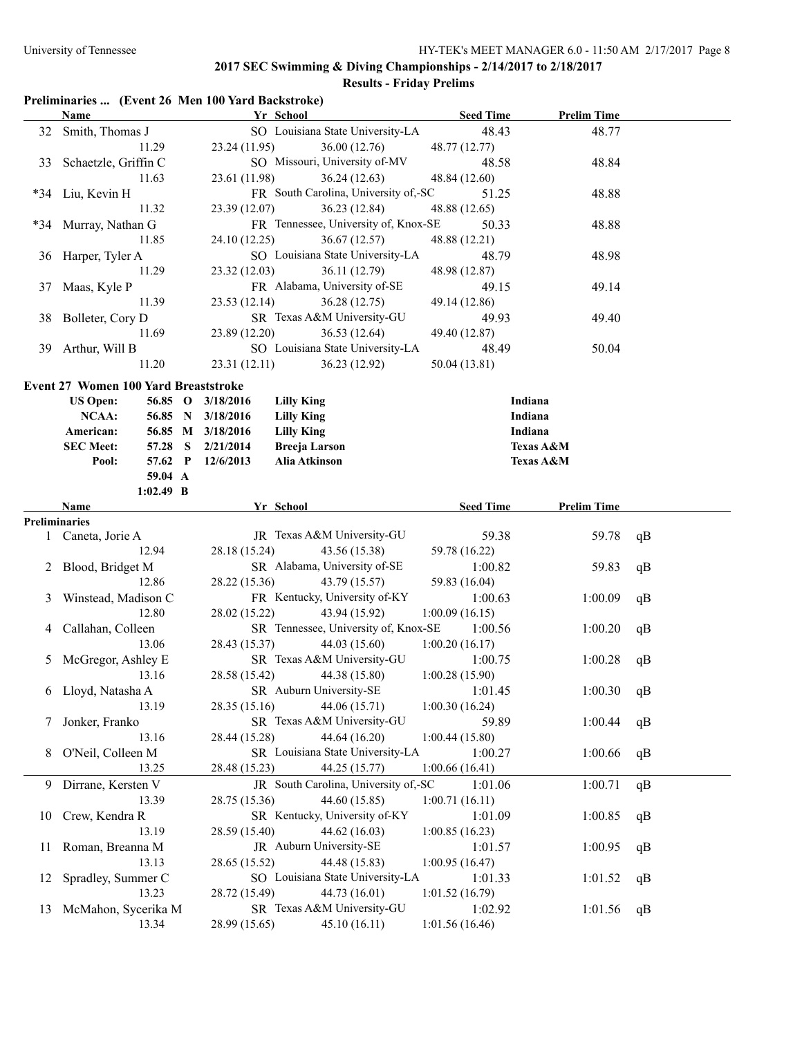## 2017 SEC Swimming & Diving Championships - 2/14/2017 to 2/18/2017

### Results - Friday Prelims

**Preliminaries ... (Event 26 Men 100 Yard Backstroke)**

| | Name | Yr | School | Seed Time | Prelim Time |
|---|---|---|---|---|---|
| 32 | Smith, Thomas J | SO | Louisiana State University-LA | 48.43 | 48.77 |
| | 11.29 | 23.24 (11.95) | 36.00 (12.76) | 48.77 (12.77) | |
| 33 | Schaetzle, Griffin C | SO | Missouri, University of-MV | 48.58 | 48.84 |
| | 11.63 | 23.61 (11.98) | 36.24 (12.63) | 48.84 (12.60) | |
| *34 | Liu, Kevin H | FR | South Carolina, University of,-SC | 51.25 | 48.88 |
| | 11.32 | 23.39 (12.07) | 36.23 (12.84) | 48.88 (12.65) | |
| *34 | Murray, Nathan G | FR | Tennessee, University of, Knox-SE | 50.33 | 48.88 |
| | 11.85 | 24.10 (12.25) | 36.67 (12.57) | 48.88 (12.21) | |
| 36 | Harper, Tyler A | SO | Louisiana State University-LA | 48.79 | 48.98 |
| | 11.29 | 23.32 (12.03) | 36.11 (12.79) | 48.98 (12.87) | |
| 37 | Maas, Kyle P | FR | Alabama, University of-SE | 49.15 | 49.14 |
| | 11.39 | 23.53 (12.14) | 36.28 (12.75) | 49.14 (12.86) | |
| 38 | Bolleter, Cory D | SR | Texas A&M University-GU | 49.93 | 49.40 |
| | 11.69 | 23.89 (12.20) | 36.53 (12.64) | 49.40 (12.87) | |
| 39 | Arthur, Will B | SO | Louisiana State University-LA | 48.49 | 50.04 |
| | 11.20 | 23.31 (12.11) | 36.23 (12.92) | 50.04 (13.81) | |

**Event 27 Women 100 Yard Breaststroke**

| | | | | | |
|---|---|---|---|---|---|
| US Open: | 56.85 | O | 3/18/2016 | Lilly King | Indiana |
| NCAA: | 56.85 | N | 3/18/2016 | Lilly King | Indiana |
| American: | 56.85 | M | 3/18/2016 | Lilly King | Indiana |
| SEC Meet: | 57.28 | S | 2/21/2014 | Breeja Larson | Texas A&M |
| Pool: | 57.62 | P | 12/6/2013 | Alia Atkinson | Texas A&M |
| | 59.04 | A | | | |
| | 1:02.49 | B | | | |

**Preliminaries**

| | Name | Yr | School | Seed Time | Prelim Time | |
|---|---|---|---|---|---|---|
| 1 | Caneta, Jorie A | JR | Texas A&M University-GU | 59.38 | 59.78 | qB |
| | 12.94 | 28.18 (15.24) | 43.56 (15.38) | 59.78 (16.22) | | |
| 2 | Blood, Bridget M | SR | Alabama, University of-SE | 1:00.82 | 59.83 | qB |
| | 12.86 | 28.22 (15.36) | 43.79 (15.57) | 59.83 (16.04) | | |
| 3 | Winstead, Madison C | FR | Kentucky, University of-KY | 1:00.63 | 1:00.09 | qB |
| | 12.80 | 28.02 (15.22) | 43.94 (15.92) | 1:00.09 (16.15) | | |
| 4 | Callahan, Colleen | SR | Tennessee, University of, Knox-SE | 1:00.56 | 1:00.20 | qB |
| | 13.06 | 28.43 (15.37) | 44.03 (15.60) | 1:00.20 (16.17) | | |
| 5 | McGregor, Ashley E | SR | Texas A&M University-GU | 1:00.75 | 1:00.28 | qB |
| | 13.16 | 28.58 (15.42) | 44.38 (15.80) | 1:00.28 (15.90) | | |
| 6 | Lloyd, Natasha A | SR | Auburn University-SE | 1:01.45 | 1:00.30 | qB |
| | 13.19 | 28.35 (15.16) | 44.06 (15.71) | 1:00.30 (16.24) | | |
| 7 | Jonker, Franko | SR | Texas A&M University-GU | 59.89 | 1:00.44 | qB |
| | 13.16 | 28.44 (15.28) | 44.64 (16.20) | 1:00.44 (15.80) | | |
| 8 | O'Neil, Colleen M | SR | Louisiana State University-LA | 1:00.27 | 1:00.66 | qB |
| | 13.25 | 28.48 (15.23) | 44.25 (15.77) | 1:00.66 (16.41) | | |
| 9 | Dirrane, Kersten V | JR | South Carolina, University of,-SC | 1:01.06 | 1:00.71 | qB |
| | 13.39 | 28.75 (15.36) | 44.60 (15.85) | 1:00.71 (16.11) | | |
| 10 | Crew, Kendra R | SR | Kentucky, University of-KY | 1:01.09 | 1:00.85 | qB |
| | 13.19 | 28.59 (15.40) | 44.62 (16.03) | 1:00.85 (16.23) | | |
| 11 | Roman, Breanna M | JR | Auburn University-SE | 1:01.57 | 1:00.95 | qB |
| | 13.13 | 28.65 (15.52) | 44.48 (15.83) | 1:00.95 (16.47) | | |
| 12 | Spradley, Summer C | SO | Louisiana State University-LA | 1:01.33 | 1:01.52 | qB |
| | 13.23 | 28.72 (15.49) | 44.73 (16.01) | 1:01.52 (16.79) | | |
| 13 | McMahon, Sycerika M | SR | Texas A&M University-GU | 1:02.92 | 1:01.56 | qB |
| | 13.34 | 28.99 (15.65) | 45.10 (16.11) | 1:01.56 (16.46) | | |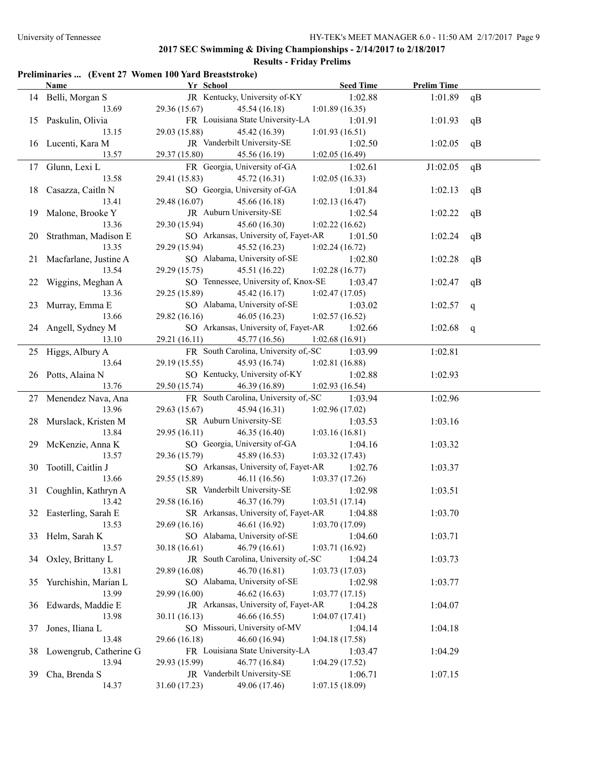## 2017 SEC Swimming & Diving Championships - 2/14/2017 to 2/18/2017

### Results - Friday Prelims

**Preliminaries ... (Event 27 Women 100 Yard Breaststroke)**

| | Name | Yr | School | Seed Time | Prelim Time | |
|---|---|---|---|---|---|---|
| 14 | Belli, Morgan S | JR | Kentucky, University of-KY | 1:02.88 | 1:01.89 | qB |
| | 13.69 | 29.36 (15.67) | 45.54 (16.18) | 1:01.89 (16.35) | | |
| 15 | Paskulin, Olivia | FR | Louisiana State University-LA | 1:01.91 | 1:01.93 | qB |
| | 13.15 | 29.03 (15.88) | 45.42 (16.39) | 1:01.93 (16.51) | | |
| 16 | Lucenti, Kara M | JR | Vanderbilt University-SE | 1:02.50 | 1:02.05 | qB |
| | 13.57 | 29.37 (15.80) | 45.56 (16.19) | 1:02.05 (16.49) | | |
| 17 | Glunn, Lexi L | FR | Georgia, University of-GA | 1:02.61 | J1:02.05 | qB |
| | 13.58 | 29.41 (15.83) | 45.72 (16.31) | 1:02.05 (16.33) | | |
| 18 | Casazza, Caitln N | SO | Georgia, University of-GA | 1:01.84 | 1:02.13 | qB |
| | 13.41 | 29.48 (16.07) | 45.66 (16.18) | 1:02.13 (16.47) | | |
| 19 | Malone, Brooke Y | JR | Auburn University-SE | 1:02.54 | 1:02.22 | qB |
| | 13.36 | 29.30 (15.94) | 45.60 (16.30) | 1:02.22 (16.62) | | |
| 20 | Strathman, Madison E | SO | Arkansas, University of, Fayet-AR | 1:01.50 | 1:02.24 | qB |
| | 13.35 | 29.29 (15.94) | 45.52 (16.23) | 1:02.24 (16.72) | | |
| 21 | Macfarlane, Justine A | SO | Alabama, University of-SE | 1:02.80 | 1:02.28 | qB |
| | 13.54 | 29.29 (15.75) | 45.51 (16.22) | 1:02.28 (16.77) | | |
| 22 | Wiggins, Meghan A | SO | Tennessee, University of, Knox-SE | 1:03.47 | 1:02.47 | qB |
| | 13.36 | 29.25 (15.89) | 45.42 (16.17) | 1:02.47 (17.05) | | |
| 23 | Murray, Emma E | SO | Alabama, University of-SE | 1:03.02 | 1:02.57 | q |
| | 13.66 | 29.82 (16.16) | 46.05 (16.23) | 1:02.57 (16.52) | | |
| 24 | Angell, Sydney M | SO | Arkansas, University of, Fayet-AR | 1:02.66 | 1:02.68 | q |
| | 13.10 | 29.21 (16.11) | 45.77 (16.56) | 1:02.68 (16.91) | | |
| 25 | Higgs, Albury A | FR | South Carolina, University of,-SC | 1:03.99 | 1:02.81 | |
| | 13.64 | 29.19 (15.55) | 45.93 (16.74) | 1:02.81 (16.88) | | |
| 26 | Potts, Alaina N | SO | Kentucky, University of-KY | 1:02.88 | 1:02.93 | |
| | 13.76 | 29.50 (15.74) | 46.39 (16.89) | 1:02.93 (16.54) | | |
| 27 | Menendez Nava, Ana | FR | South Carolina, University of,-SC | 1:03.94 | 1:02.96 | |
| | 13.96 | 29.63 (15.67) | 45.94 (16.31) | 1:02.96 (17.02) | | |
| 28 | Murslack, Kristen M | SR | Auburn University-SE | 1:03.53 | 1:03.16 | |
| | 13.84 | 29.95 (16.11) | 46.35 (16.40) | 1:03.16 (16.81) | | |
| 29 | McKenzie, Anna K | SO | Georgia, University of-GA | 1:04.16 | 1:03.32 | |
| | 13.57 | 29.36 (15.79) | 45.89 (16.53) | 1:03.32 (17.43) | | |
| 30 | Tootill, Caitlin J | SO | Arkansas, University of, Fayet-AR | 1:02.76 | 1:03.37 | |
| | 13.66 | 29.55 (15.89) | 46.11 (16.56) | 1:03.37 (17.26) | | |
| 31 | Coughlin, Kathryn A | SR | Vanderbilt University-SE | 1:02.98 | 1:03.51 | |
| | 13.42 | 29.58 (16.16) | 46.37 (16.79) | 1:03.51 (17.14) | | |
| 32 | Easterling, Sarah E | SR | Arkansas, University of, Fayet-AR | 1:04.88 | 1:03.70 | |
| | 13.53 | 29.69 (16.16) | 46.61 (16.92) | 1:03.70 (17.09) | | |
| 33 | Helm, Sarah K | SO | Alabama, University of-SE | 1:04.60 | 1:03.71 | |
| | 13.57 | 30.18 (16.61) | 46.79 (16.61) | 1:03.71 (16.92) | | |
| 34 | Oxley, Brittany L | JR | South Carolina, University of,-SC | 1:04.24 | 1:03.73 | |
| | 13.81 | 29.89 (16.08) | 46.70 (16.81) | 1:03.73 (17.03) | | |
| 35 | Yurchishin, Marian L | SO | Alabama, University of-SE | 1:02.98 | 1:03.77 | |
| | 13.99 | 29.99 (16.00) | 46.62 (16.63) | 1:03.77 (17.15) | | |
| 36 | Edwards, Maddie E | JR | Arkansas, University of, Fayet-AR | 1:04.28 | 1:04.07 | |
| | 13.98 | 30.11 (16.13) | 46.66 (16.55) | 1:04.07 (17.41) | | |
| 37 | Jones, Iliana L | SO | Missouri, University of-MV | 1:04.14 | 1:04.18 | |
| | 13.48 | 29.66 (16.18) | 46.60 (16.94) | 1:04.18 (17.58) | | |
| 38 | Lowengrub, Catherine G | FR | Louisiana State University-LA | 1:03.47 | 1:04.29 | |
| | 13.94 | 29.93 (15.99) | 46.77 (16.84) | 1:04.29 (17.52) | | |
| 39 | Cha, Brenda S | JR | Vanderbilt University-SE | 1:06.71 | 1:07.15 | |
| | 14.37 | 31.60 (17.23) | 49.06 (17.46) | 1:07.15 (18.09) | | |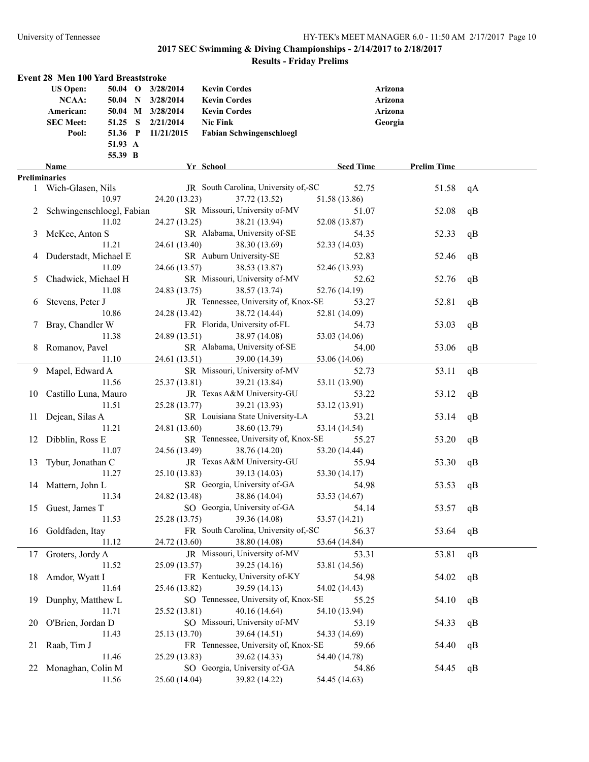## 2017 SEC Swimming & Diving Championships - 2/14/2017 to 2/18/2017

### Results - Friday Prelims

#### Event 28 Men 100 Yard Breaststroke

| | | | | | |
|---|---|---|---|---|---|
| US Open: | 50.04 | O | 3/28/2014 | Kevin Cordes | Arizona |
| NCAA: | 50.04 | N | 3/28/2014 | Kevin Cordes | Arizona |
| American: | 50.04 | M | 3/28/2014 | Kevin Cordes | Arizona |
| SEC Meet: | 51.25 | S | 2/21/2014 | Nic Fink | Georgia |
| Pool: | 51.36 | P | 11/21/2015 | Fabian Schwingenschloegl | |
| | 51.93 | A | | | |
| | 55.39 | B | | | |

**Preliminaries**

| Place | Name | Yr | School | Seed Time | Prelim Time | |
|---|---|---|---|---|---|---|
| 1 | Wich-Glasen, Nils | JR | South Carolina, University of,-SC | 52.75 | 51.58 | qA |
| | 10.97 | 24.20 (13.23) | 37.72 (13.52) | 51.58 (13.86) | | |
| 2 | Schwingenschloegl, Fabian | SR | Missouri, University of-MV | 51.07 | 52.08 | qB |
| | 11.02 | 24.27 (13.25) | 38.21 (13.94) | 52.08 (13.87) | | |
| 3 | McKee, Anton S | SR | Alabama, University of-SE | 54.35 | 52.33 | qB |
| | 11.21 | 24.61 (13.40) | 38.30 (13.69) | 52.33 (14.03) | | |
| 4 | Duderstadt, Michael E | SR | Auburn University-SE | 52.83 | 52.46 | qB |
| | 11.09 | 24.66 (13.57) | 38.53 (13.87) | 52.46 (13.93) | | |
| 5 | Chadwick, Michael H | SR | Missouri, University of-MV | 52.62 | 52.76 | qB |
| | 11.08 | 24.83 (13.75) | 38.57 (13.74) | 52.76 (14.19) | | |
| 6 | Stevens, Peter J | JR | Tennessee, University of, Knox-SE | 53.27 | 52.81 | qB |
| | 10.86 | 24.28 (13.42) | 38.72 (14.44) | 52.81 (14.09) | | |
| 7 | Bray, Chandler W | FR | Florida, University of-FL | 54.73 | 53.03 | qB |
| | 11.38 | 24.89 (13.51) | 38.97 (14.08) | 53.03 (14.06) | | |
| 8 | Romanov, Pavel | SR | Alabama, University of-SE | 54.00 | 53.06 | qB |
| | 11.10 | 24.61 (13.51) | 39.00 (14.39) | 53.06 (14.06) | | |
| 9 | Mapel, Edward A | SR | Missouri, University of-MV | 52.73 | 53.11 | qB |
| | 11.56 | 25.37 (13.81) | 39.21 (13.84) | 53.11 (13.90) | | |
| 10 | Castillo Luna, Mauro | JR | Texas A&M University-GU | 53.22 | 53.12 | qB |
| | 11.51 | 25.28 (13.77) | 39.21 (13.93) | 53.12 (13.91) | | |
| 11 | Dejean, Silas A | SR | Louisiana State University-LA | 53.21 | 53.14 | qB |
| | 11.21 | 24.81 (13.60) | 38.60 (13.79) | 53.14 (14.54) | | |
| 12 | Dibblin, Ross E | SR | Tennessee, University of, Knox-SE | 55.27 | 53.20 | qB |
| | 11.07 | 24.56 (13.49) | 38.76 (14.20) | 53.20 (14.44) | | |
| 13 | Tybur, Jonathan C | JR | Texas A&M University-GU | 55.94 | 53.30 | qB |
| | 11.27 | 25.10 (13.83) | 39.13 (14.03) | 53.30 (14.17) | | |
| 14 | Mattern, John L | SR | Georgia, University of-GA | 54.98 | 53.53 | qB |
| | 11.34 | 24.82 (13.48) | 38.86 (14.04) | 53.53 (14.67) | | |
| 15 | Guest, James T | SO | Georgia, University of-GA | 54.14 | 53.57 | qB |
| | 11.53 | 25.28 (13.75) | 39.36 (14.08) | 53.57 (14.21) | | |
| 16 | Goldfaden, Itay | FR | South Carolina, University of,-SC | 56.37 | 53.64 | qB |
| | 11.12 | 24.72 (13.60) | 38.80 (14.08) | 53.64 (14.84) | | |
| 17 | Groters, Jordy A | JR | Missouri, University of-MV | 53.31 | 53.81 | qB |
| | 11.52 | 25.09 (13.57) | 39.25 (14.16) | 53.81 (14.56) | | |
| 18 | Amdor, Wyatt I | FR | Kentucky, University of-KY | 54.98 | 54.02 | qB |
| | 11.64 | 25.46 (13.82) | 39.59 (14.13) | 54.02 (14.43) | | |
| 19 | Dunphy, Matthew L | SO | Tennessee, University of, Knox-SE | 55.25 | 54.10 | qB |
| | 11.71 | 25.52 (13.81) | 40.16 (14.64) | 54.10 (13.94) | | |
| 20 | O'Brien, Jordan D | SO | Missouri, University of-MV | 53.19 | 54.33 | qB |
| | 11.43 | 25.13 (13.70) | 39.64 (14.51) | 54.33 (14.69) | | |
| 21 | Raab, Tim J | FR | Tennessee, University of, Knox-SE | 59.66 | 54.40 | qB |
| | 11.46 | 25.29 (13.83) | 39.62 (14.33) | 54.40 (14.78) | | |
| 22 | Monaghan, Colin M | SO | Georgia, University of-GA | 54.86 | 54.45 | qB |
| | 11.56 | 25.60 (14.04) | 39.82 (14.22) | 54.45 (14.63) | | |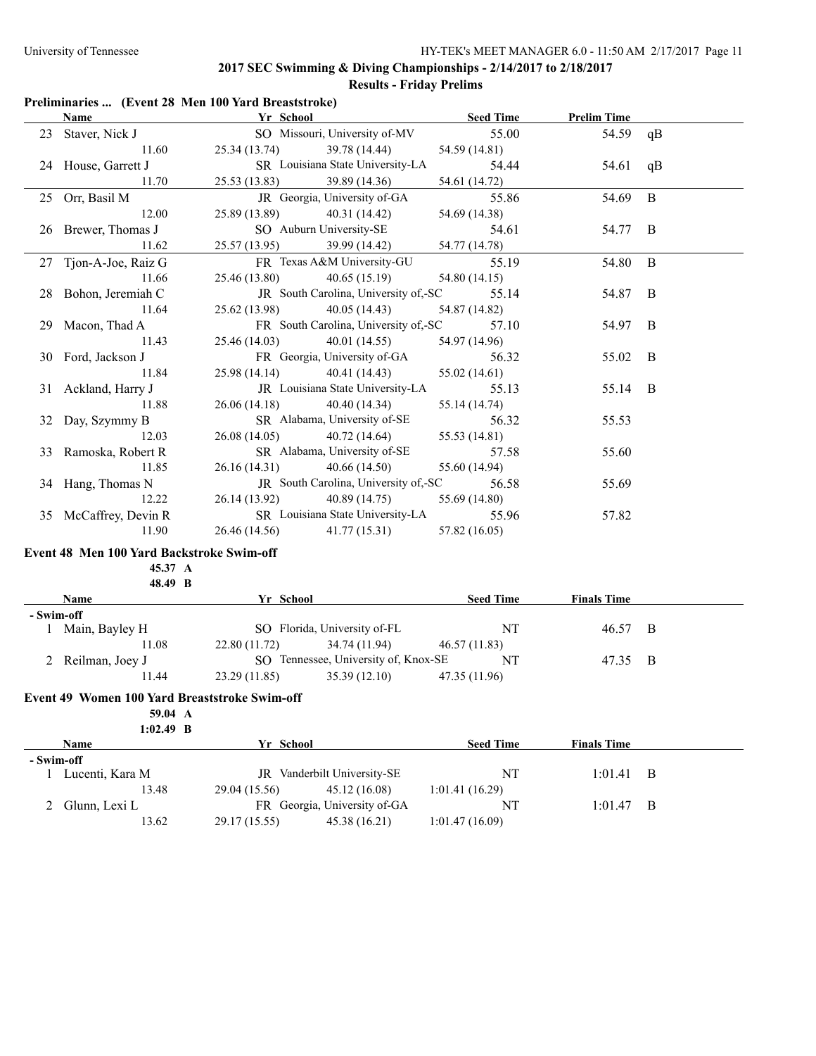## 2017 SEC Swimming & Diving Championships - 2/14/2017 to 2/18/2017

### Results - Friday Prelims

**Preliminaries ... (Event 28 Men 100 Yard Breaststroke)**

| | Name | Yr | School | Seed Time | Prelim Time | |
|---|---|---|---|---|---|---|
| 23 | Staver, Nick J | SO | Missouri, University of-MV | 55.00 | 54.59 | qB |
| | 11.60 | 25.34 (13.74) | 39.78 (14.44) | 54.59 (14.81) | | |
| 24 | House, Garrett J | SR | Louisiana State University-LA | 54.44 | 54.61 | qB |
| | 11.70 | 25.53 (13.83) | 39.89 (14.36) | 54.61 (14.72) | | |
| 25 | Orr, Basil M | JR | Georgia, University of-GA | 55.86 | 54.69 | B |
| | 12.00 | 25.89 (13.89) | 40.31 (14.42) | 54.69 (14.38) | | |
| 26 | Brewer, Thomas J | SO | Auburn University-SE | 54.61 | 54.77 | B |
| | 11.62 | 25.57 (13.95) | 39.99 (14.42) | 54.77 (14.78) | | |
| 27 | Tjon-A-Joe, Raiz G | FR | Texas A&M University-GU | 55.19 | 54.80 | B |
| | 11.66 | 25.46 (13.80) | 40.65 (15.19) | 54.80 (14.15) | | |
| 28 | Bohon, Jeremiah C | JR | South Carolina, University of,-SC | 55.14 | 54.87 | B |
| | 11.64 | 25.62 (13.98) | 40.05 (14.43) | 54.87 (14.82) | | |
| 29 | Macon, Thad A | FR | South Carolina, University of,-SC | 57.10 | 54.97 | B |
| | 11.43 | 25.46 (14.03) | 40.01 (14.55) | 54.97 (14.96) | | |
| 30 | Ford, Jackson J | FR | Georgia, University of-GA | 56.32 | 55.02 | B |
| | 11.84 | 25.98 (14.14) | 40.41 (14.43) | 55.02 (14.61) | | |
| 31 | Ackland, Harry J | JR | Louisiana State University-LA | 55.13 | 55.14 | B |
| | 11.88 | 26.06 (14.18) | 40.40 (14.34) | 55.14 (14.74) | | |
| 32 | Day, Szymmy B | SR | Alabama, University of-SE | 56.32 | 55.53 | |
| | 12.03 | 26.08 (14.05) | 40.72 (14.64) | 55.53 (14.81) | | |
| 33 | Ramoska, Robert R | SR | Alabama, University of-SE | 57.58 | 55.60 | |
| | 11.85 | 26.16 (14.31) | 40.66 (14.50) | 55.60 (14.94) | | |
| 34 | Hang, Thomas N | JR | South Carolina, University of,-SC | 56.58 | 55.69 | |
| | 12.22 | 26.14 (13.92) | 40.89 (14.75) | 55.69 (14.80) | | |
| 35 | McCaffrey, Devin R | SR | Louisiana State University-LA | 55.96 | 57.82 | |
| | 11.90 | 26.46 (14.56) | 41.77 (15.31) | 57.82 (16.05) | | |

**Event 48 Men 100 Yard Backstroke Swim-off**

45.37 A
48.49 B

| | Name | Yr | School | Seed Time | Finals Time | |
|---|---|---|---|---|---|---|
| - Swim-off | | | | | | |
| 1 | Main, Bayley H | SO | Florida, University of-FL | NT | 46.57 | B |
| | 11.08 | 22.80 (11.72) | 34.74 (11.94) | 46.57 (11.83) | | |
| 2 | Reilman, Joey J | SO | Tennessee, University of, Knox-SE | NT | 47.35 | B |
| | 11.44 | 23.29 (11.85) | 35.39 (12.10) | 47.35 (11.96) | | |

**Event 49 Women 100 Yard Breaststroke Swim-off**

59.04 A
1:02.49 B

| | Name | Yr | School | Seed Time | Finals Time | |
|---|---|---|---|---|---|---|
| - Swim-off | | | | | | |
| 1 | Lucenti, Kara M | JR | Vanderbilt University-SE | NT | 1:01.41 | B |
| | 13.48 | 29.04 (15.56) | 45.12 (16.08) | 1:01.41 (16.29) | | |
| 2 | Glunn, Lexi L | FR | Georgia, University of-GA | NT | 1:01.47 | B |
| | 13.62 | 29.17 (15.55) | 45.38 (16.21) | 1:01.47 (16.09) | | |